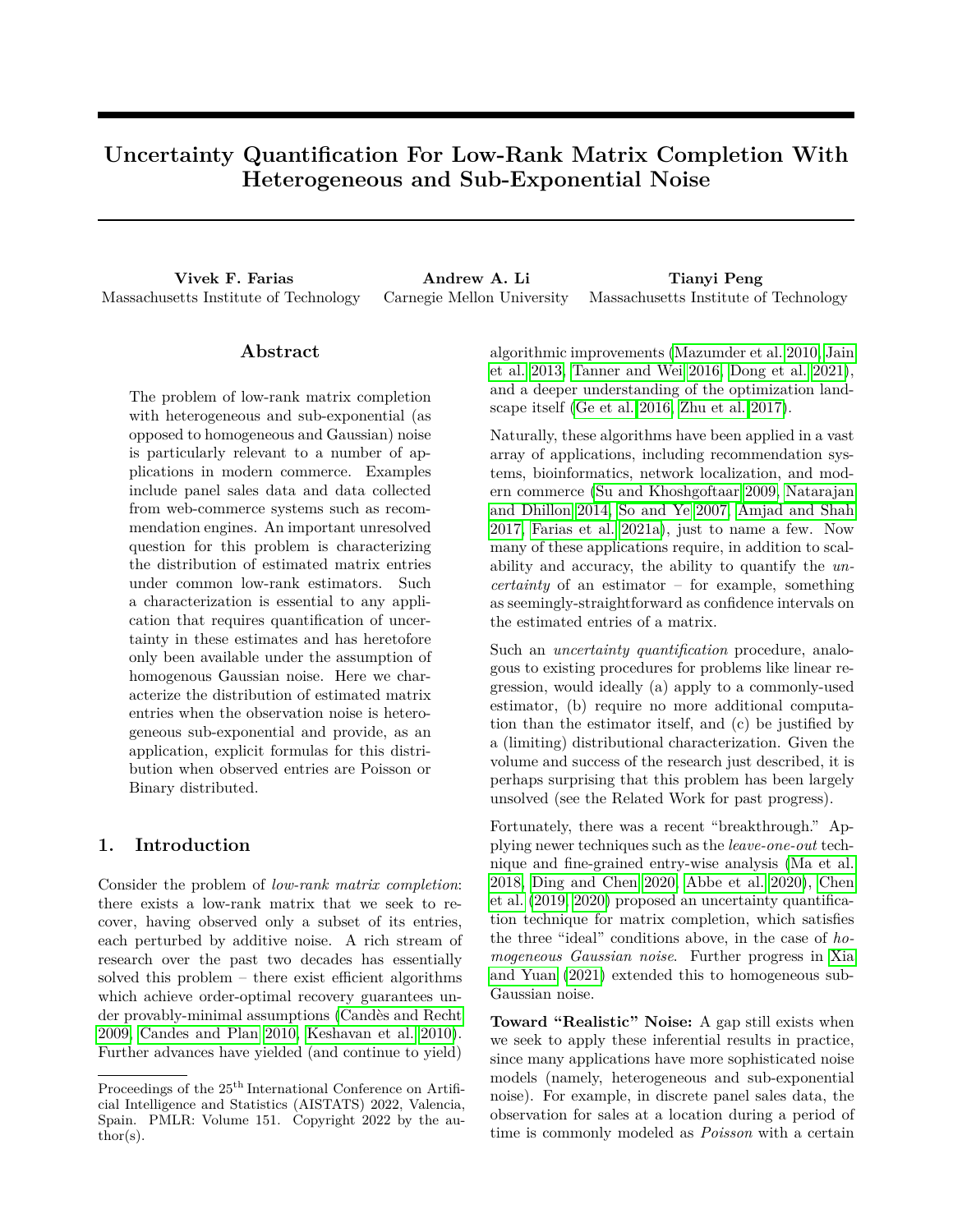# Uncertainty Quantification For Low-Rank Matrix Completion With Heterogeneous and Sub-Exponential Noise

**Vivek F. Farias**
Massachusetts Institute of Technology

**Andrew A. Li**
Carnegie Mellon University

**Tianyi Peng**
Massachusetts Institute of Technology

## Abstract

The problem of low-rank matrix completion with heterogeneous and sub-exponential (as opposed to homogeneous and Gaussian) noise is particularly relevant to a number of applications in modern commerce. Examples include panel sales data and data collected from web-commerce systems such as recommendation engines. An important unresolved question for this problem is characterizing the distribution of estimated matrix entries under common low-rank estimators. Such a characterization is essential to any application that requires quantification of uncertainty in these estimates and has heretofore only been available under the assumption of homogenous Gaussian noise. Here we characterize the distribution of estimated matrix entries when the observation noise is heterogeneous sub-exponential and provide, as an application, explicit formulas for this distribution when observed entries are Poisson or Binary distributed.

## 1. Introduction

Consider the problem of *low-rank matrix completion*: there exists a low-rank matrix that we seek to recover, having observed only a subset of its entries, each perturbed by additive noise. A rich stream of research over the past two decades has essentially solved this problem – there exist efficient algorithms which achieve order-optimal recovery guarantees under provably-minimal assumptions (Candès and Recht 2009, Candes and Plan 2010, Keshavan et al. 2010). Further advances have yielded (and continue to yield) algorithmic improvements (Mazumder et al. 2010, Jain et al. 2013, Tanner and Wei 2016, Dong et al. 2021), and a deeper understanding of the optimization landscape itself (Ge et al. 2016, Zhu et al. 2017).

Naturally, these algorithms have been applied in a vast array of applications, including recommendation systems, bioinformatics, network localization, and modern commerce (Su and Khoshgoftaar 2009, Natarajan and Dhillon 2014, So and Ye 2007, Amjad and Shah 2017, Farias et al. 2021a), just to name a few. Now many of these applications require, in addition to scalability and accuracy, the ability to quantify the *uncertainty* of an estimator – for example, something as seemingly-straightforward as confidence intervals on the estimated entries of a matrix.

Such an *uncertainty quantification* procedure, analogous to existing procedures for problems like linear regression, would ideally (a) apply to a commonly-used estimator, (b) require no more additional computation than the estimator itself, and (c) be justified by a (limiting) distributional characterization. Given the volume and success of the research just described, it is perhaps surprising that this problem has been largely unsolved (see the Related Work for past progress).

Fortunately, there was a recent "breakthrough." Applying newer techniques such as the *leave-one-out* technique and fine-grained entry-wise analysis (Ma et al. 2018, Ding and Chen 2020, Abbe et al. 2020), Chen et al. (2019, 2020) proposed an uncertainty quantification technique for matrix completion, which satisfies the three "ideal" conditions above, in the case of *homogeneous Gaussian noise*. Further progress in Xia and Yuan (2021) extended this to homogeneous sub-Gaussian noise.

**Toward "Realistic" Noise:** A gap still exists when we seek to apply these inferential results in practice, since many applications have more sophisticated noise models (namely, heterogeneous and sub-exponential noise). For example, in discrete panel sales data, the observation for sales at a location during a period of time is commonly modeled as *Poisson* with a certain

---

Proceedings of the 25[th] International Conference on Artificial Intelligence and Statistics (AISTATS) 2022, Valencia, Spain. PMLR: Volume 151. Copyright 2022 by the author(s).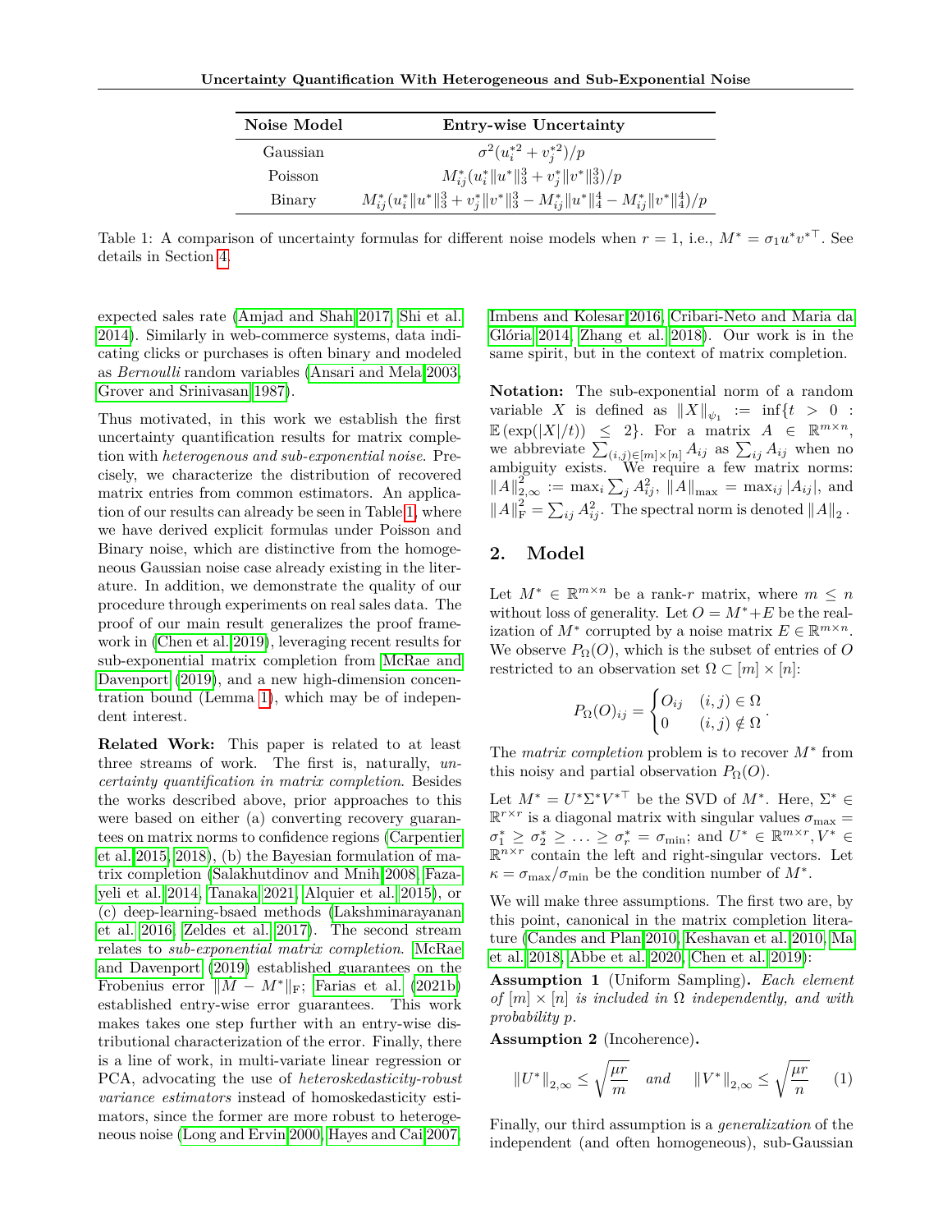| Noise Model | Entry-wise Uncertainty |
|---|---|
| Gaussian | $\sigma^2(u_i^{*2} + v_j^{*2})/p$ |
| Poisson | $M_{ij}^*(u_i^*\|u^*\|_3^3 + v_j^*\|v^*\|_3^3)/p$ |
| Binary | $M_{ij}^*(u_i^*\|u^*\|_3^3 + v_j^*\|v^*\|_3^3 - M_{ij}^*\|u^*\|_4^4 - M_{ij}^*\|v^*\|_4^4)/p$ |

Table 1: A comparison of uncertainty formulas for different noise models when $r = 1$, i.e., $M^* = \sigma_1 u^* v^{*\top}$. See details in Section 4.

expected sales rate (Amjad and Shah 2017; Shi et al. 2014). Similarly in web-commerce systems, data indicating clicks or purchases is often binary and modeled as *Bernoulli* random variables (Ansari and Mela 2003; Grover and Srinivasan 1987).

Thus motivated, in this work we establish the first uncertainty quantification results for matrix completion with *heterogenous and sub-exponential noise*. Precisely, we characterize the distribution of recovered matrix entries from common estimators. An application of our results can already be seen in Table 1, where we have derived explicit formulas under Poisson and Binary noise, which are distinctive from the homogeneous Gaussian noise case already existing in the literature. In addition, we demonstrate the quality of our procedure through experiments on real sales data. The proof of our main result generalizes the proof framework in (Chen et al. 2019), leveraging recent results for sub-exponential matrix completion from McRae and Davenport (2019), and a new high-dimension concentration bound (Lemma 1), which may be of independent interest.

**Related Work:** This paper is related to at least three streams of work. The first is, naturally, *uncertainty quantification in matrix completion*. Besides the works described above, prior approaches to this were based on either (a) converting recovery guarantees on matrix norms to confidence regions (Carpentier et al. 2015, 2018), (b) the Bayesian formulation of matrix completion (Salakhutdinov and Mnih 2008; Fazayeli et al. 2014; Tanaka 2021; Alquier et al. 2015), or (c) deep-learning-bsaed methods (Lakshminarayanan et al. 2016; Zeldes et al. 2017). The second stream relates to *sub-exponential matrix completion*. McRae and Davenport (2019) established guarantees on the Frobenius error $\|M - M^*\|_{\mathrm{F}}$; Farias et al. (2021b) established entry-wise error guarantees. This work makes takes one step further with an entry-wise distributional characterization of the error. Finally, there is a line of work, in multi-variate linear regression or PCA, advocating the use of *heteroskedasticity-robust variance estimators* instead of homoskedasticity estimators, since the former are more robust to heterogeneous noise (Long and Ervin 2000; Hayes and Cai 2007; Imbens and Kolesar 2016; Cribari-Neto and Maria da Glória 2014; Zhang et al. 2018). Our work is in the same spirit, but in the context of matrix completion.

**Notation:** The sub-exponential norm of a random variable $X$ is defined as $\|X\|_{\psi_1} := \inf\{t > 0 : \mathbb{E}(\exp(|X|/t)) \leq 2\}$. For a matrix $A \in \mathbb{R}^{m \times n}$, we abbreviate $\sum_{(i,j)\in[m]\times[n]} A_{ij}$ as $\sum_{ij} A_{ij}$ when no ambiguity exists. We require a few matrix norms: $\|A\|_{2,\infty}^2 := \max_i \sum_j A_{ij}^2$, $\|A\|_{\max} = \max_{ij} |A_{ij}|$, and $\|A\|_{\mathrm{F}}^2 = \sum_{ij} A_{ij}^2$. The spectral norm is denoted $\|A\|_2$.

## 2. Model

Let $M^* \in \mathbb{R}^{m \times n}$ be a rank-$r$ matrix, where $m \leq n$ without loss of generality. Let $O = M^* + E$ be the realization of $M^*$ corrupted by a noise matrix $E \in \mathbb{R}^{m \times n}$. We observe $P_\Omega(O)$, which is the subset of entries of $O$ restricted to an observation set $\Omega \subset [m] \times [n]$:

$$P_\Omega(O)_{ij} = \begin{cases} O_{ij} & (i,j) \in \Omega \\ 0 & (i,j) \notin \Omega \end{cases}.$$

The *matrix completion* problem is to recover $M^*$ from this noisy and partial observation $P_\Omega(O)$.

Let $M^* = U^* \Sigma^* V^{*\top}$ be the SVD of $M^*$. Here, $\Sigma^* \in \mathbb{R}^{r \times r}$ is a diagonal matrix with singular values $\sigma_{\max} = \sigma_1^* \geq \sigma_2^* \geq \ldots \geq \sigma_r^* = \sigma_{\min}$; and $U^* \in \mathbb{R}^{m \times r}, V^* \in \mathbb{R}^{n \times r}$ contain the left and right-singular vectors. Let $\kappa = \sigma_{\max}/\sigma_{\min}$ be the condition number of $M^*$.

We will make three assumptions. The first two are, by this point, canonical in the matrix completion literature (Candes and Plan 2010; Keshavan et al. 2010; Ma et al. 2018; Abbe et al. 2020; Chen et al. 2019):

**Assumption 1** (Uniform Sampling)**.** *Each element of $[m] \times [n]$ is included in $\Omega$ independently, and with probability $p$.*

**Assumption 2** (Incoherence)**.**

$$\|U^*\|_{2,\infty} \leq \sqrt{\frac{\mu r}{m}} \quad \text{and} \quad \|V^*\|_{2,\infty} \leq \sqrt{\frac{\mu r}{n}} \qquad (1)$$

Finally, our third assumption is a *generalization* of the independent (and often homogeneous), sub-Gaussian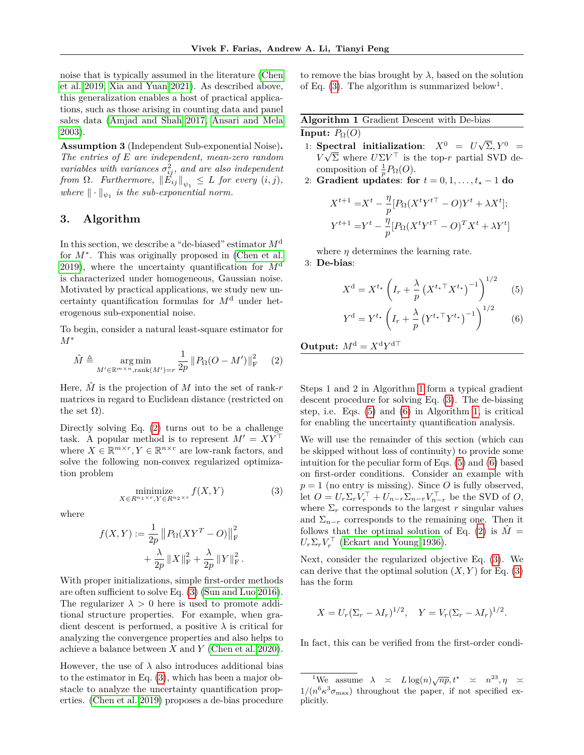noise that is typically assumed in the literature (Chen et al. 2019, Xia and Yuan 2021). As described above, this generalization enables a host of practical applications, such as those arising in counting data and panel sales data (Amjad and Shah 2017, Ansari and Mela 2003).

**Assumption 3** (Independent Sub-exponential Noise)**.** *The entries of $E$ are independent, mean-zero random variables with variances $\sigma_{ij}^2$, and are also independent from $\Omega$. Furthermore, $\|E_{ij}\|_{\psi_1} \leq L$ for every $(i,j)$, where $\|\cdot\|_{\psi_1}$ is the sub-exponential norm.*

## 3. Algorithm

In this section, we describe a "de-biased" estimator $M^{\mathrm{d}}$ for $M^*$. This was originally proposed in (Chen et al. 2019), where the uncertainty quantification for $M^{\mathrm{d}}$ is characterized under homogeneous, Gaussian noise. Motivated by practical applications, we study new uncertainty quantification formulas for $M^{\mathrm{d}}$ under heterogeneous sub-exponential noise.

To begin, consider a natural least-square estimator for $M^*$

$$\hat{M} \triangleq \underset{M' \in \mathbb{R}^{m\times n}, \mathrm{rank}(M')=r}{\arg\min} \frac{1}{2p} \|P_\Omega(O - M')\|_{\mathrm{F}}^2 \qquad (2)$$

Here, $\hat{M}$ is the projection of $M$ into the set of rank-$r$ matrices in regard to Euclidean distance (restricted on the set $\Omega$).

Directly solving Eq. (2) turns out to be a challenge task. A popular method is to represent $M' = XY^\top$ where $X \in \mathbb{R}^{m\times r}, Y \in \mathbb{R}^{n \times r}$ are low-rank factors, and solve the following non-convex regularized optimization problem

$$\underset{X\in R^{n_1\times r}, Y \in R^{n_2 \times r}}{\text{minimize}} f(X,Y) \qquad (3)$$

where

$$f(X,Y) := \frac{1}{2p}\left\|P_\Omega(XY^T - O)\right\|_{\mathrm{F}}^2 + \frac{\lambda}{2p}\|X\|_{\mathrm{F}}^2 + \frac{\lambda}{2p}\|Y\|_{\mathrm{F}}^2.$$

With proper initializations, simple first-order methods are often sufficient to solve Eq. (3) (Sun and Luo 2016). The regularizer $\lambda > 0$ here is used to promote additional structure properties. For example, when gradient descent is performed, a positive $\lambda$ is critical for analyzing the convergence properties and also helps to achieve a balance between $X$ and $Y$ (Chen et al. 2020).

However, the use of $\lambda$ also introduces additional bias to the estimator in Eq. (3), which has been a major obstacle to analyze the uncertainty quantification properties. (Chen et al. 2019) proposes a de-bias procedure to remove the bias brought by $\lambda$, based on the solution of Eq. (3). The algorithm is summarized below[1].

---

**Algorithm 1** Gradient Descent with De-bias

**Input:** $P_\Omega(O)$

1: **Spectral initialization**: $X^0 = U\sqrt{\Sigma}, Y^0 = V\sqrt{\Sigma}$ where $U\Sigma V^\top$ is the top-$r$ partial SVD decomposition of $\frac{1}{p}P_\Omega(O)$.

2: **Gradient updates**: **for** $t = 0, 1, \ldots, t_\star - 1$ **do**

$$X^{t+1} = X^t - \frac{\eta}{p}[P_\Omega(X^tY^{t\top} - O)Y^t + \lambda X^t];$$
$$Y^{t+1} = Y^t - \frac{\eta}{p}[P_\Omega(X^tY^{t\top} - O)^T X^t + \lambda Y^t]$$

where $\eta$ determines the learning rate.

3: **De-bias**:

$$X^{\mathrm{d}} = X^{t_\star}\left(I_r + \frac{\lambda}{p}\left(X^{t_\star\top}X^{t_\star}\right)^{-1}\right)^{1/2} \qquad (5)$$

$$Y^{\mathrm{d}} = Y^{t_\star}\left(I_r + \frac{\lambda}{p}\left(Y^{t_\star\top}Y^{t_\star}\right)^{-1}\right)^{1/2} \qquad (6)$$

**Output:** $M^{\mathrm{d}} = X^{\mathrm{d}}Y^{\mathrm{d}\top}$

---

Steps 1 and 2 in Algorithm 1 form a typical gradient descent procedure for solving Eq. (3). The de-biasing step, i.e. Eqs. (5) and (6) in Algorithm 1, is critical for enabling the uncertainty quantification analysis.

We will use the remainder of this section (which can be skipped without loss of continuity) to provide some intuition for the peculiar form of Eqs. (5) and (6) based on first-order conditions. Consider an example with $p = 1$ (no entry is missing). Since $O$ is fully observed, let $O = U_r\Sigma_r V_r^\top + U_{n-r}\Sigma_{n-r}V_{n-r}^\top$ be the SVD of $O$, where $\Sigma_r$ corresponds to the largest $r$ singular values and $\Sigma_{n-r}$ corresponds to the remaining one. Then it follows that the optimal solution of Eq. (2) is $\hat{M} = U_r\Sigma_r V_r^\top$ (Eckart and Young 1936).

Next, consider the regularized objective Eq. (3). We can derive that the optimal solution $(X,Y)$ for Eq. (3) has the form

$$X = U_r(\Sigma_r - \lambda I_r)^{1/2}, \quad Y = V_r(\Sigma_r - \lambda I_r)^{1/2}.$$

In fact, this can be verified from the first-order condi-

---

[1] We assume $\lambda \asymp L\log(n)\sqrt{np}, t^\star \asymp n^{23}, \eta \asymp 1/(n^6\kappa^3\sigma_{\max})$ throughout the paper, if not specified explicitly.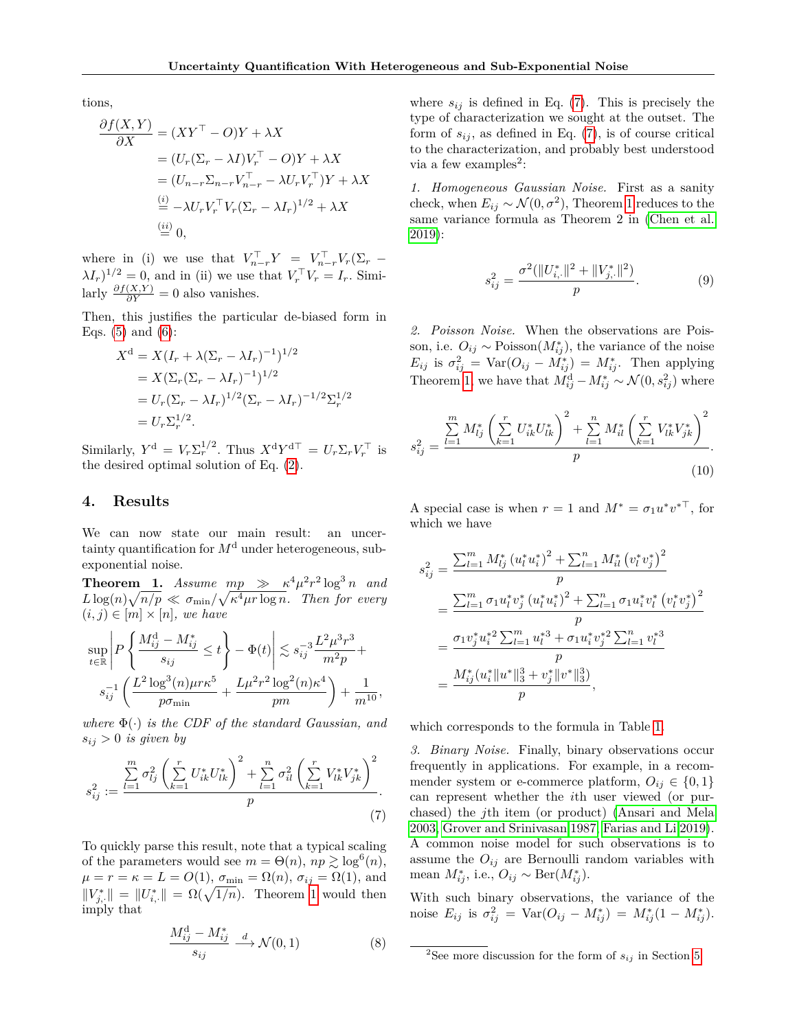tions,

$$
\begin{aligned}
\frac{\partial f(X,Y)}{\partial X} &= (XY^\top - O)Y + \lambda X \\
&= (U_r(\Sigma_r - \lambda I)V_r^\top - O)Y + \lambda X \\
&= (U_{n-r}\Sigma_{n-r}V_{n-r}^\top - \lambda U_r V_r^\top)Y + \lambda X \\
&\overset{(i)}{=} -\lambda U_r V_r^\top V_r(\Sigma_r - \lambda I_r)^{1/2} + \lambda X \\
&\overset{(ii)}{=} 0,
\end{aligned}
$$

where in (i) we use that $V_{n-r}^\top Y = V_{n-r}^\top V_r(\Sigma_r - \lambda I_r)^{1/2} = 0$, and in (ii) we use that $V_r^\top V_r = I_r$. Similarly $\frac{\partial f(X,Y)}{\partial Y} = 0$ also vanishes.

Then, this justifies the particular de-biased form in Eqs. (5) and (6):

$$
\begin{aligned}
X^{\mathrm{d}} &= X(I_r + \lambda(\Sigma_r - \lambda I_r)^{-1})^{1/2} \\
&= X(\Sigma_r(\Sigma_r - \lambda I_r)^{-1})^{1/2} \\
&= U_r(\Sigma_r - \lambda I_r)^{1/2}(\Sigma_r - \lambda I_r)^{-1/2}\Sigma_r^{1/2} \\
&= U_r\Sigma_r^{1/2}.
\end{aligned}
$$

Similarly, $Y^{\mathrm{d}} = V_r\Sigma_r^{1/2}$. Thus $X^{\mathrm{d}}Y^{\mathrm{d}\top} = U_r\Sigma_r V_r^\top$ is the desired optimal solution of Eq. (2).

## 4. Results

We can now state our main result: an uncertainty quantification for $M^{\mathrm{d}}$ under heterogeneous, sub-exponential noise.

**Theorem 1.** *Assume $mp \gg \kappa^4\mu^2 r^2 \log^3 n$ and $L\log(n)\sqrt{n/p} \ll \sigma_{\min}/\sqrt{\kappa^4 \mu r \log n}$. Then for every $(i,j) \in [m]\times[n]$, we have*

$$
\sup_{t\in\mathbb{R}}\left| P\left\{\frac{M^{\mathrm{d}}_{ij} - M^*_{ij}}{s_{ij}} \le t\right\} - \Phi(t)\right| \lesssim s_{ij}^{-3}\frac{L^2\mu^3 r^3}{m^2 p} + s_{ij}^{-1}\left(\frac{L^2\log^3(n)\mu r\kappa^5}{p\sigma_{\min}} + \frac{L\mu^2 r^2\log^2(n)\kappa^4}{pm}\right) + \frac{1}{m^{10}},
$$

*where $\Phi(\cdot)$ is the CDF of the standard Gaussian, and $s_{ij} > 0$ is given by*

$$
s_{ij}^2 := \frac{\sum\limits_{l=1}^{m}\sigma_{lj}^2\left(\sum\limits_{k=1}^{r}U^*_{ik}U^*_{lk}\right)^2 + \sum\limits_{l=1}^{n}\sigma_{il}^2\left(\sum\limits_{k=1}^{r}V^*_{lk}V^*_{jk}\right)^2}{p}. \tag{7}
$$

To quickly parse this result, note that a typical scaling of the parameters would see $m = \Theta(n)$, $np \gtrsim \log^6(n)$, $\mu = r = \kappa = L = O(1)$, $\sigma_{\min} = \Omega(n)$, $\sigma_{ij} = \Omega(1)$, and $\|V^*_{j,\cdot}\| = \|U^*_{i,\cdot}\| = \Omega(\sqrt{1/n})$. Theorem 1 would then imply that

$$
\frac{M^{\mathrm{d}}_{ij} - M^*_{ij}}{s_{ij}} \xrightarrow{d} \mathcal{N}(0,1) \tag{8}
$$

where $s_{ij}$ is defined in Eq. (7). This is precisely the type of characterization we sought at the outset. The form of $s_{ij}$, as defined in Eq. (7), is of course critical to the characterization, and probably best understood via a few examples[2]:

*1. Homogeneous Gaussian Noise.* First as a sanity check, when $E_{ij} \sim \mathcal{N}(0,\sigma^2)$, Theorem 1 reduces to the same variance formula as Theorem 2 in (Chen et al. 2019):

$$
s_{ij}^2 = \frac{\sigma^2(\|U^*_{i,\cdot}\|^2 + \|V^*_{j,\cdot}\|^2)}{p}. \tag{9}
$$

*2. Poisson Noise.* When the observations are Poisson, i.e. $O_{ij} \sim \mathrm{Poisson}(M^*_{ij})$, the variance of the noise $E_{ij}$ is $\sigma_{ij}^2 = \mathrm{Var}(O_{ij} - M^*_{ij}) = M^*_{ij}$. Then applying Theorem 1, we have that $M^{\mathrm{d}}_{ij} - M^*_{ij} \sim \mathcal{N}(0, s_{ij}^2)$ where

$$
s_{ij}^2 = \frac{\sum\limits_{l=1}^{m}M^*_{lj}\left(\sum\limits_{k=1}^{r}U^*_{ik}U^*_{lk}\right)^2 + \sum\limits_{l=1}^{n}M^*_{il}\left(\sum\limits_{k=1}^{r}V^*_{lk}V^*_{jk}\right)^2}{p}. \tag{10}
$$

A special case is when $r = 1$ and $M^* = \sigma_1 u^* v^{*\top}$, for which we have

$$
\begin{aligned}
s_{ij}^2 &= \frac{\sum_{l=1}^{m}M^*_{lj}\left(u^*_l u^*_i\right)^2 + \sum_{l=1}^{n}M^*_{il}\left(v^*_l v^*_j\right)^2}{p} \\
&= \frac{\sum_{l=1}^{m}\sigma_1 u^*_l v^*_j\left(u^*_l u^*_i\right)^2 + \sum_{l=1}^{n}\sigma_1 u^*_i v^*_l\left(v^*_l v^*_j\right)^2}{p} \\
&= \frac{\sigma_1 v^*_j u^{*2}_i\sum_{l=1}^{m}u^{*3}_l + \sigma_1 u^*_i v^{*2}_j\sum_{l=1}^{n}v^{*3}_l}{p} \\
&= \frac{M^*_{ij}(u^*_i\|u^*\|_3^3 + v^*_j\|v^*\|_3^3)}{p},
\end{aligned}
$$

which corresponds to the formula in Table 1.

*3. Binary Noise.* Finally, binary observations occur frequently in applications. For example, in a recommender system or e-commerce platform, $O_{ij} \in \{0,1\}$ can represent whether the $i$th user viewed (or purchased) the $j$th item (or product) (Ansari and Mela 2003; Grover and Srinivasan 1987; Farias and Li 2019). A common noise model for such observations is to assume the $O_{ij}$ are Bernoulli random variables with mean $M^*_{ij}$, i.e., $O_{ij} \sim \mathrm{Ber}(M^*_{ij})$.

With such binary observations, the variance of the noise $E_{ij}$ is $\sigma_{ij}^2 = \mathrm{Var}(O_{ij} - M^*_{ij}) = M^*_{ij}(1 - M^*_{ij})$.

[2] See more discussion for the form of $s_{ij}$ in Section 5.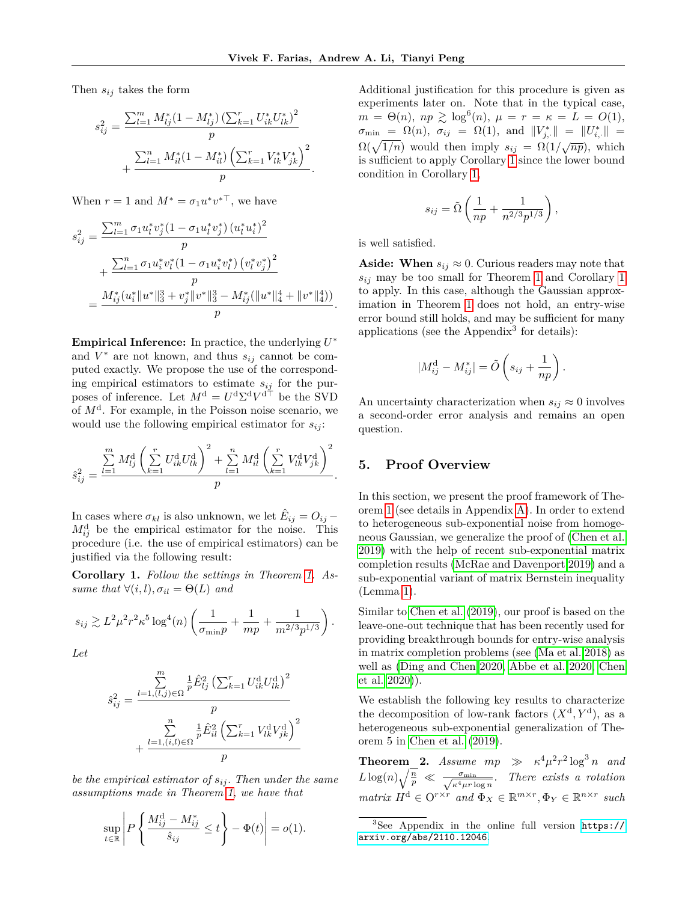Then $s_{ij}$ takes the form

$$s_{ij}^2 = \frac{\sum_{l=1}^m M_{lj}^*(1-M_{lj}^*)\left(\sum_{k=1}^r U_{ik}^* U_{lk}^*\right)^2}{p} + \frac{\sum_{l=1}^n M_{il}^*(1-M_{il}^*)\left(\sum_{k=1}^r V_{lk}^* V_{jk}^*\right)^2}{p}.$$

When $r=1$ and $M^* = \sigma_1 u^* v^{*\top}$, we have

$$\begin{aligned} s_{ij}^2 &= \frac{\sum_{l=1}^m \sigma_1 u_l^* v_j^*(1-\sigma_1 u_l^* v_j^*)\left(u_l^* u_i^*\right)^2}{p} \\ &\quad + \frac{\sum_{l=1}^n \sigma_1 u_i^* v_l^*(1-\sigma_1 u_i^* v_l^*)\left(v_l^* v_j^*\right)^2}{p} \\ &= \frac{M_{ij}^*(u_i^*\|u^*\|_3^3 + v_j^*\|v^*\|_3^3 - M_{ij}^*(\|u^*\|_4^4 + \|v^*\|_4^4))}{p}. \end{aligned}$$

**Empirical Inference:** In practice, the underlying $U^*$ and $V^*$ are not known, and thus $s_{ij}$ cannot be computed exactly. We propose the use of the corresponding empirical estimators to estimate $s_{ij}$ for the purposes of inference. Let $M^{\mathrm{d}} = U^{\mathrm{d}}\Sigma^{\mathrm{d}}V^{\mathrm{d}\top}$ be the SVD of $M^{\mathrm{d}}$. For example, in the Poisson noise scenario, we would use the following empirical estimator for $s_{ij}$:

$$\hat{s}_{ij}^2 = \frac{\sum\limits_{l=1}^m M_{lj}^{\mathrm{d}}\left(\sum\limits_{k=1}^r U_{ik}^{\mathrm{d}} U_{lk}^{\mathrm{d}}\right)^2 + \sum\limits_{l=1}^n M_{il}^{\mathrm{d}}\left(\sum\limits_{k=1}^r V_{lk}^{\mathrm{d}} V_{jk}^{\mathrm{d}}\right)^2}{p}.$$

In cases where $\sigma_{kl}$ is also unknown, we let $\hat{E}_{ij} = O_{ij} - M_{ij}^{\mathrm{d}}$ be the empirical estimator for the noise. This procedure (i.e. the use of empirical estimators) can be justified via the following result:

**Corollary 1.** *Follow the settings in Theorem 1. Assume that $\forall (i,l), \sigma_{il} = \Theta(L)$ and*

$$s_{ij} \gtrsim L^2\mu^2 r^2\kappa^5 \log^4(n)\left(\frac{1}{\sigma_{\min} p} + \frac{1}{mp} + \frac{1}{m^{2/3}p^{1/3}}\right).$$

*Let*

$$\hat{s}_{ij}^2 = \frac{\sum\limits_{l=1,(l,j)\in\Omega}^m \frac{1}{p}\hat{E}_{lj}^2\left(\sum_{k=1}^r U_{ik}^{\mathrm{d}} U_{lk}^{\mathrm{d}}\right)^2}{p} + \frac{\sum\limits_{l=1,(i,l)\in\Omega}^n \frac{1}{p}\hat{E}_{il}^2\left(\sum_{k=1}^r V_{lk}^{\mathrm{d}} V_{jk}^{\mathrm{d}}\right)^2}{p}$$

*be the empirical estimator of $s_{ij}$. Then under the same assumptions made in Theorem 1, we have that*

$$\sup_{t\in\mathbb{R}}\left| P\left\{\frac{M_{ij}^{\mathrm{d}} - M_{ij}^*}{\hat{s}_{ij}} \le t\right\} - \Phi(t)\right| = o(1).$$

Additional justification for this procedure is given as experiments later on. Note that in the typical case, $m = \Theta(n)$, $np \gtrsim \log^6(n)$, $\mu = r = \kappa = L = O(1)$, $\sigma_{\min} = \Omega(n)$, $\sigma_{ij} = \Omega(1)$, and $\|V_{j,\cdot}^*\| = \|U_{i,\cdot}^*\| = \Omega(\sqrt{1/n})$ would then imply $s_{ij} = \Omega(1/\sqrt{np})$, which is sufficient to apply Corollary 1 since the lower bound condition in Corollary 1,

$$s_{ij} = \tilde{\Omega}\left(\frac{1}{np} + \frac{1}{n^{2/3}p^{1/3}}\right),$$

is well satisfied.

**Aside: When $s_{ij} \approx 0$.** Curious readers may note that $s_{ij}$ may be too small for Theorem 1 and Corollary 1 to apply. In this case, although the Gaussian approximation in Theorem 1 does not hold, an entry-wise error bound still holds, and may be sufficient for many applications (see the Appendix[3] for details):

$$|M_{ij}^{\mathrm{d}} - M_{ij}^*| = \tilde{O}\left(s_{ij} + \frac{1}{np}\right).$$

An uncertainty characterization when $s_{ij} \approx 0$ involves a second-order error analysis and remains an open question.

## 5. Proof Overview

In this section, we present the proof framework of Theorem 1 (see details in Appendix A). In order to extend to heterogeneous sub-exponential noise from homogeneous Gaussian, we generalize the proof of (Chen et al. 2019) with the help of recent sub-exponential matrix completion results (McRae and Davenport 2019) and a sub-exponential variant of matrix Bernstein inequality (Lemma 1).

Similar to Chen et al. (2019), our proof is based on the leave-one-out technique that has been recently used for providing breakthrough bounds for entry-wise analysis in matrix completion problems (see (Ma et al. 2018) as well as (Ding and Chen 2020, Abbe et al. 2020, Chen et al. 2020)).

We establish the following key results to characterize the decomposition of low-rank factors $(X^{\mathrm{d}}, Y^{\mathrm{d}})$, as a heterogeneous sub-exponential generalization of Theorem 5 in Chen et al. (2019).

**Theorem 2.** *Assume $mp \gg \kappa^4\mu^2 r^2 \log^3 n$ and $L\log(n)\sqrt{\frac{n}{p}} \ll \frac{\sigma_{\min}}{\sqrt{\kappa^4\mu r \log n}}$. There exists a rotation matrix $H^{\mathrm{d}} \in \mathrm{O}^{r\times r}$ and $\Phi_X \in \mathbb{R}^{m\times r}, \Phi_Y \in \mathbb{R}^{n\times r}$ such*

[3] See Appendix in the online full version https://arxiv.org/abs/2110.12046.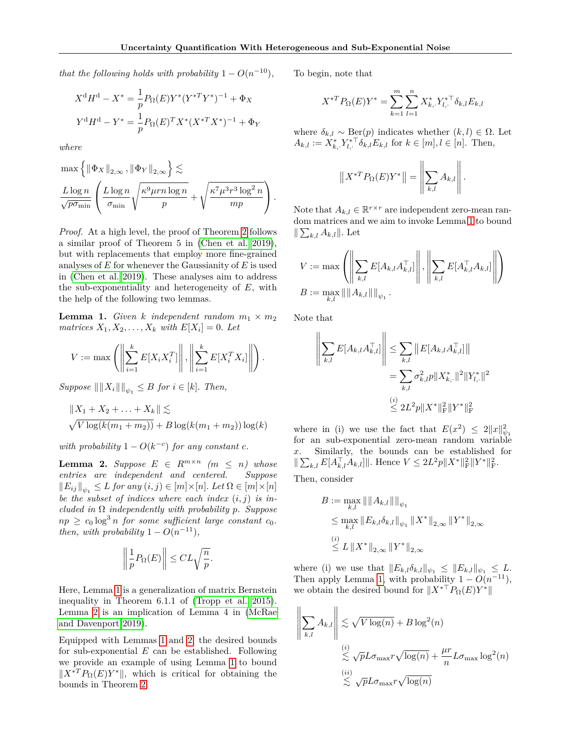*that the following holds with probability* $1 - O(n^{-10})$,

$$X^{\mathrm{d}}H^{\mathrm{d}} - X^* = \frac{1}{p}P_\Omega(E)Y^*(Y^{*T}Y^*)^{-1} + \Phi_X$$
$$Y^{\mathrm{d}}H^{\mathrm{d}} - Y^* = \frac{1}{p}P_\Omega(E)^T X^*(X^{*T}X^*)^{-1} + \Phi_Y$$

*where*

$$\max\left\{\|\Phi_X\|_{2,\infty}, \|\Phi_Y\|_{2,\infty}\right\} \lesssim \frac{L\log n}{\sqrt{p}\sigma_{\min}}\left(\frac{L\log n}{\sigma_{\min}}\sqrt{\frac{\kappa^9\mu r n\log n}{p}} + \sqrt{\frac{\kappa^7\mu^3 r^3\log^2 n}{mp}}\right).$$

*Proof.* At a high level, the proof of Theorem 2 follows a similar proof of Theorem 5 in (Chen et al. 2019), but with replacements that employ more fine-grained analyses of $E$ for whenever the Gaussianity of $E$ is used in (Chen et al. 2019). These analyses aim to address the sub-exponentiality and heterogeneity of $E$, with the help of the following two lemmas.

**Lemma 1.** *Given $k$ independent random $m_1 \times m_2$ matrices $X_1, X_2, \ldots, X_k$ with $E[X_i] = 0$. Let*

$$V := \max\left(\left\|\sum_{i=1}^k E[X_iX_i^T]\right\|, \left\|\sum_{i=1}^k E[X_i^TX_i]\right\|\right).$$

*Suppose $\|\|X_i\|\|_{\psi_1} \le B$ for $i \in [k]$. Then,*

$$\|X_1 + X_2 + \ldots + X_k\| \lesssim \sqrt{V\log(k(m_1+m_2))} + B\log(k(m_1+m_2))\log(k)$$

*with probability $1 - O(k^{-c})$ for any constant $c$.*

**Lemma 2.** *Suppose $E \in R^{m\times n}$ ($m \le n$) whose entries are independent and centered. Suppose $\|E_{ij}\|_{\psi_1} \le L$ for any $(i,j) \in [m]\times[n]$. Let $\Omega \in [m]\times[n]$ be the subset of indices where each index $(i,j)$ is included in $\Omega$ independently with probability $p$. Suppose $np \ge c_0\log^3 n$ for some sufficient large constant $c_0$. then, with probability $1 - O(n^{-11})$,*

$$\left\|\frac{1}{p}P_\Omega(E)\right\| \le CL\sqrt{\frac{n}{p}}.$$

Here, Lemma 1 is a generalization of matrix Bernstein inequality in Theorem 6.1.1 of (Tropp et al. 2015). Lemma 2 is an implication of Lemma 4 in (McRae and Davenport 2019).

Equipped with Lemmas 1 and 2, the desired bounds for sub-exponential $E$ can be established. Following we provide an example of using Lemma 1 to bound $\|X^{*T}P_\Omega(E)Y^*\|$, which is critical for obtaining the bounds in Theorem 2.

To begin, note that

$$X^{*T}P_\Omega(E)Y^* = \sum_{k=1}^m\sum_{l=1}^n X^*_{k,\cdot}Y^{*\top}_{l,\cdot}\delta_{k,l}E_{k,l}$$

where $\delta_{k,l} \sim \mathrm{Ber}(p)$ indicates whether $(k,l) \in \Omega$. Let $A_{k,l} := X^*_{k,\cdot}Y^{*\top}_{l,\cdot}\delta_{k,l}E_{k,l}$ for $k \in [m], l \in [n]$. Then,

$$\left\|X^{*T}P_\Omega(E)Y^*\right\| = \left\|\sum_{k,l}A_{k,l}\right\|.$$

Note that $A_{k,l} \in \mathbb{R}^{r\times r}$ are independent zero-mean random matrices and we aim to invoke Lemma 1 to bound $\|\sum_{k,l}A_{k,l}\|$. Let

$$V := \max\left(\left\|\sum_{k,l}E[A_{k,l}A_{k,l}^\top]\right\|, \left\|\sum_{k,l}E[A_{k,l}^\top A_{k,l}]\right\|\right)$$
$$B := \max_{k,l}\|\|A_{k,l}\|\|_{\psi_1}.$$

Note that

$$\begin{aligned}\left\|\sum_{k,l}E[A_{k,l}A_{k,l}^\top]\right\| &\le \sum_{k,l}\left\|E[A_{k,l}A_{k,l}^\top]\right\| \\ &= \sum_{k,l}\sigma_{k,l}^2 p\|X^*_{k,\cdot}\|^2\|Y^*_{l,\cdot}\|^2 \\ &\overset{(i)}{\le} 2L^2p\|X^*\|_{\mathrm{F}}^2\|Y^*\|_{\mathrm{F}}^2\end{aligned}$$

where in (i) we use the fact that $E(x^2) \le 2\|x\|_{\psi_1}^2$ for an sub-exponential zero-mean random variable $x$. Similarly, the bounds can be established for $\|\sum_{k,l}E[A_{k,l}^\top A_{k,l}]\|$. Hence $V \le 2L^2p\|X^*\|_{\mathrm{F}}^2\|Y^*\|_{\mathrm{F}}^2$.

Then, consider

$$\begin{aligned}B &:= \max_{k,l}\|\|A_{k,l}\|\|_{\psi_1} \\ &\le \max_{k,l}\|E_{k,l}\delta_{k,l}\|_{\psi_1}\|X^*\|_{2,\infty}\|Y^*\|_{2,\infty} \\ &\overset{(i)}{\le} L\|X^*\|_{2,\infty}\|Y^*\|_{2,\infty}\end{aligned}$$

where (i) we use that $\|E_{k,l}\delta_{k,l}\|_{\psi_1} \le \|E_{k,l}\|_{\psi_1} \le L$. Then apply Lemma 1, with probability $1 - O(n^{-11})$, we obtain the desired bound for $\|X^{*\top}P_\Omega(E)Y^*\|$

$$\begin{aligned}\left\|\sum_{k,l}A_{k,l}\right\| &\lesssim \sqrt{V\log(n)} + B\log^2(n) \\ &\overset{(i)}{\lesssim} \sqrt{p}L\sigma_{\max}r\sqrt{\log(n)} + \frac{\mu r}{n}L\sigma_{\max}\log^2(n) \\ &\overset{(ii)}{\lesssim} \sqrt{p}L\sigma_{\max}r\sqrt{\log(n)}\end{aligned}$$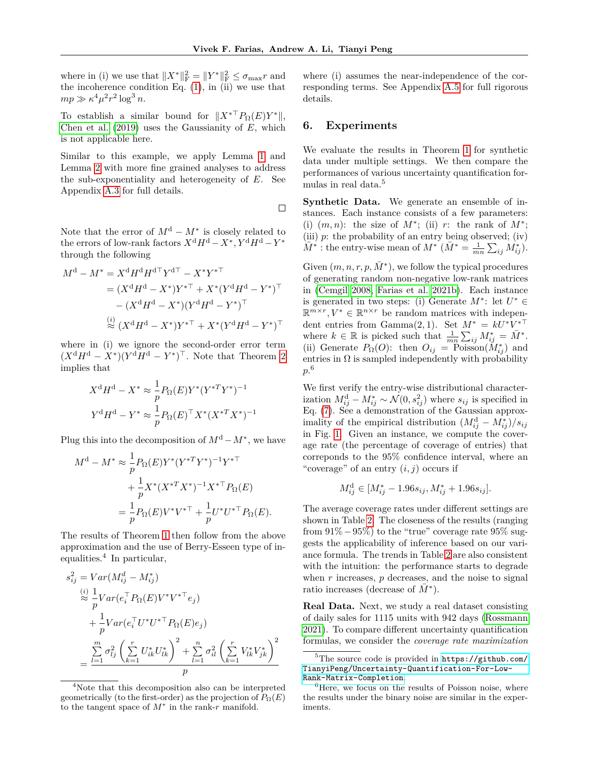where in (i) we use that $\|X^*\|_F^2 = \|Y^*\|_F^2 \le \sigma_{\max} r$ and the incoherence condition Eq. (1), in (ii) we use that $mp \gg \kappa^4 \mu^2 r^2 \log^3 n$.

To establish a similar bound for $\|X^{*\top} P_\Omega(E) Y^*\|$, Chen et al. (2019) uses the Gaussianity of $E$, which is not applicable here.

Similar to this example, we apply Lemma 1 and Lemma 2 with more fine grained analyses to address the sub-exponentiality and heterogeneity of $E$. See Appendix A.3 for full details.

□

Note that the error of $M^{\rm d} - M^*$ is closely related to the errors of low-rank factors $X^{\rm d}H^{\rm d} - X^*, Y^{\rm d}H^{\rm d} - Y^*$ through the following

$$
\begin{aligned}
M^{\rm d} - M^* &= X^{\rm d}H^{\rm d}H^{\rm d\top}Y^{\rm d\top} - X^*Y^{*\top} \\
&= (X^{\rm d}H^{\rm d} - X^*)Y^{*\top} + X^*(Y^{\rm d}H^{\rm d} - Y^*)^\top \\
&\quad - (X^{\rm d}H^{\rm d} - X^*)(Y^{\rm d}H^{\rm d} - Y^*)^\top \\
&\overset{(i)}{\approx} (X^{\rm d}H^{\rm d} - X^*)Y^{*\top} + X^*(Y^{\rm d}H^{\rm d} - Y^*)^\top
\end{aligned}
$$

where in (i) we ignore the second-order error term $(X^{\rm d}H^{\rm d} - X^*)(Y^{\rm d}H^{\rm d} - Y^*)^\top$. Note that Theorem 2 implies that

$$
\begin{aligned}
X^{\rm d}H^{\rm d} - X^* &\approx \frac{1}{p} P_\Omega(E) Y^* (Y^{*T}Y^*)^{-1} \\
Y^{\rm d}H^{\rm d} - Y^* &\approx \frac{1}{p} P_\Omega(E)^\top X^* (X^{*T}X^*)^{-1}
\end{aligned}
$$

Plug this into the decomposition of $M^{\rm d} - M^*$, we have

$$
\begin{aligned}
M^{\rm d} - M^* &\approx \frac{1}{p} P_\Omega(E) Y^* (Y^{*T}Y^*)^{-1} Y^{*\top} \\
&\quad + \frac{1}{p} X^* (X^{*T}X^*)^{-1} X^{*\top} P_\Omega(E) \\
&= \frac{1}{p} P_\Omega(E) V^* V^{*\top} + \frac{1}{p} U^* U^{*\top} P_\Omega(E).
\end{aligned}
$$

The results of Theorem 1 then follow from the above approximation and the use of Berry-Esseen type of inequalities.[4] In particular,

$$
\begin{aligned}
s_{ij}^2 &= Var(M_{ij}^d - M_{ij}^*) \\
&\overset{(i)}{\approx} \frac{1}{p} Var(e_i^\top P_\Omega(E) V^* V^{*\top} e_j) \\
&\quad + \frac{1}{p} Var(e_i^\top U^* U^{*\top} P_\Omega(E) e_j) \\
&= \frac{\sum_{l=1}^m \sigma_{lj}^2 \left(\sum_{k=1}^r U_{ik}^* U_{lk}^*\right)^2 + \sum_{l=1}^n \sigma_{il}^2 \left(\sum_{k=1}^r V_{lk}^* V_{jk}^*\right)^2}{p}
\end{aligned}
$$

where (i) assumes the near-independence of the corresponding terms. See Appendix A.5 for full rigorous details.

## 6. Experiments

We evaluate the results in Theorem 1 for synthetic data under multiple settings. We then compare the performances of various uncertainty quantification formulas in real data.[5]

**Synthetic Data.** We generate an ensemble of instances. Each instance consists of a few parameters: (i) $(m, n)$: the size of $M^*$; (ii) $r$: the rank of $M^*$; (iii) $p$: the probability of an entry being observed; (iv) $\bar{M}^*$ : the entry-wise mean of $M^*$ ($\bar{M}^* = \frac{1}{mn}\sum_{ij} M_{ij}^*$).

Given $(m, n, r, p, \bar{M}^*)$, we follow the typical procedures of generating random non-negative low-rank matrices in (Cemgil 2008; Farias et al. 2021b). Each instance is generated in two steps: (i) Generate $M^*$: let $U^* \in \mathbb{R}^{m\times r}, V^* \in \mathbb{R}^{n\times r}$ be random matrices with independent entries from Gamma(2, 1). Set $M^* = kU^*V^{*\top}$ where $k \in \mathbb{R}$ is picked such that $\frac{1}{mn}\sum_{ij} M_{ij}^* = \bar{M}^*$. (ii) Generate $P_\Omega(O)$: then $O_{ij}$ = Poisson($M_{ij}^*$) and entries in $\Omega$ is sampled independently with probability $p$.[6]

We first verify the entry-wise distributional characterization $M_{ij}^{\rm d} - M_{ij}^* \sim \mathcal{N}(0, s_{ij}^2)$ where $s_{ij}$ is specified in Eq. (7). See a demonstration of the Gaussian approximality of the empirical distribution $(M_{ij}^{\rm d} - M_{ij}^*)/s_{ij}$ in Fig. 1. Given an instance, we compute the coverage rate (the percentage of coverage of entries) that correponds to the 95% confidence interval, where an "coverage" of an entry $(i, j)$ occurs if

$$
M_{ij}^{\rm d} \in [M_{ij}^* - 1.96 s_{ij}, M_{ij}^* + 1.96 s_{ij}].
$$

The average coverage rates under different settings are shown in Table 2. The closeness of the results (ranging from 91% − 95%) to the "true" coverage rate 95% suggests the applicability of inference based on our variance formula. The trends in Table 2 are also consistent with the intuition: the performance starts to degrade when $r$ increases, $p$ decreases, and the noise to signal ratio increases (decrease of $\bar{M}^*$).

**Real Data.** Next, we study a real dataset consisting of daily sales for 1115 units with 942 days (Rossmann 2021). To compare different uncertainty quantification formulas, we consider the *coverage rate maximization*

---

[4] Note that this decomposition also can be interpreted geometrically (to the first-order) as the projection of $P_\Omega(E)$ to the tangent space of $M^*$ in the rank-$r$ manifold.

[5] The source code is provided in `https://github.com/TianyiPeng/Uncertainty-Quantification-For-Low-Rank-Matrix-Completion`.

[6] Here, we focus on the results of Poisson noise, where the results under the binary noise are similar in the experiments.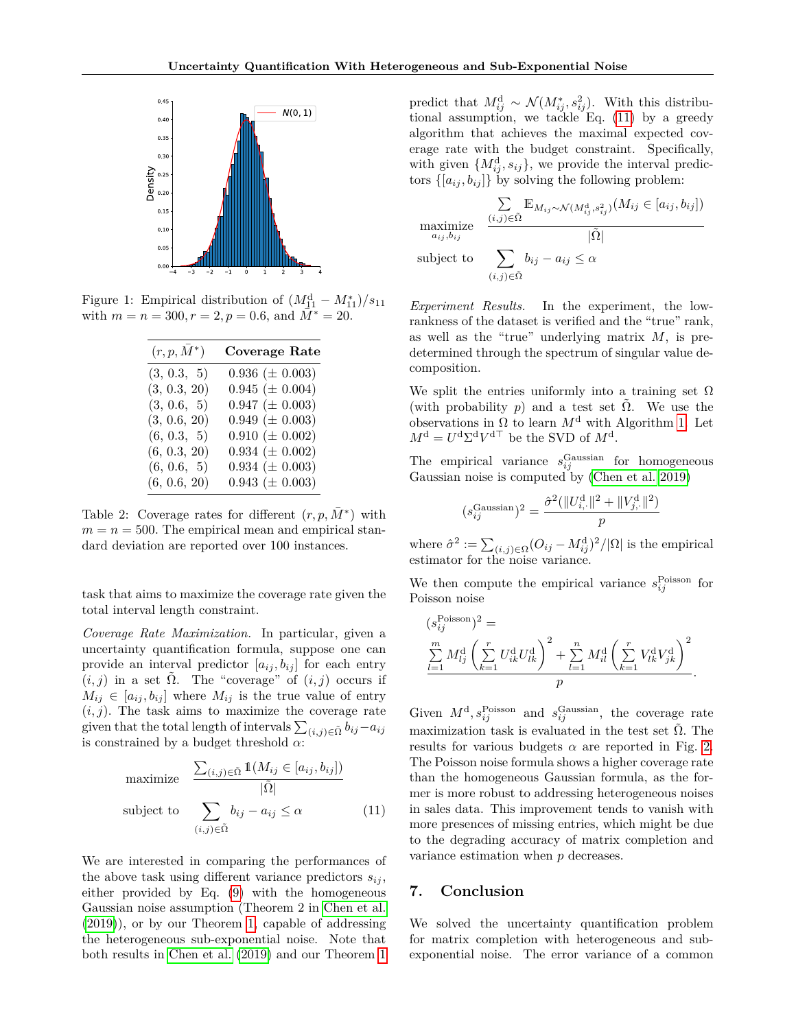Figure 1: Empirical distribution of $(M^{\rm d}_{11} - M^*_{11})/s_{11}$ with $m = n = 300, r = 2, p = 0.6$, and $\bar{M}^* = 20$.

| $(r, p, \bar{M}^*)$ | **Coverage Rate** |
|---|---|
| (3, 0.3, 5) | 0.936 (± 0.003) |
| (3, 0.3, 20) | 0.945 (± 0.004) |
| (3, 0.6, 5) | 0.947 (± 0.003) |
| (3, 0.6, 20) | 0.949 (± 0.003) |
| (6, 0.3, 5) | 0.910 (± 0.002) |
| (6, 0.3, 20) | 0.934 (± 0.002) |
| (6, 0.6, 5) | 0.934 (± 0.003) |
| (6, 0.6, 20) | 0.943 (± 0.003) |

Table 2: Coverage rates for different $(r, p, \bar{M}^*)$ with $m = n = 500$. The empirical mean and empirical standard deviation are reported over 100 instances.

task that aims to maximize the coverage rate given the total interval length constraint.

*Coverage Rate Maximization.* In particular, given a uncertainty quantification formula, suppose one can provide an interval predictor $[a_{ij}, b_{ij}]$ for each entry $(i, j)$ in a set $\tilde{\Omega}$. The "coverage" of $(i, j)$ occurs if $M_{ij} \in [a_{ij}, b_{ij}]$ where $M_{ij}$ is the true value of entry $(i, j)$. The task aims to maximize the coverage rate given that the total length of intervals $\sum_{(i,j)\in\tilde{\Omega}} b_{ij} - a_{ij}$ is constrained by a budget threshold $\alpha$:

$$
\begin{aligned}
\text{maximize} \quad & \frac{\sum_{(i,j)\in\tilde{\Omega}} \mathbb{1}(M_{ij} \in [a_{ij}, b_{ij}])}{|\tilde{\Omega}|} \\
\text{subject to} \quad & \sum_{(i,j)\in\tilde{\Omega}} b_{ij} - a_{ij} \le \alpha
\end{aligned}
\tag{11}
$$

We are interested in comparing the performances of the above task using different variance predictors $s_{ij}$, either provided by Eq. (9) with the homogeneous Gaussian noise assumption (Theorem 2 in Chen et al. (2019)), or by our Theorem 1, capable of addressing the heterogeneous sub-exponential noise. Note that both results in Chen et al. (2019) and our Theorem 1 predict that $M^{\rm d}_{ij} \sim \mathcal{N}(M^*_{ij}, s^2_{ij})$. With this distributional assumption, we tackle Eq. (11) by a greedy algorithm that achieves the maximal expected coverage rate with the budget constraint. Specifically, with given $\{M^{\rm d}_{ij}, s_{ij}\}$, we provide the interval predictors $\{[a_{ij}, b_{ij}]\}$ by solving the following problem:

$$
\begin{aligned}
\underset{a_{ij}, b_{ij}}{\text{maximize}} \quad & \frac{\sum_{(i,j)\in\tilde{\Omega}} \mathbb{E}_{M_{ij}\sim\mathcal{N}(M^{\rm d}_{ij}, s^2_{ij})}(M_{ij} \in [a_{ij}, b_{ij}])}{|\tilde{\Omega}|} \\
\text{subject to} \quad & \sum_{(i,j)\in\tilde{\Omega}} b_{ij} - a_{ij} \le \alpha
\end{aligned}
$$

*Experiment Results.* In the experiment, the low-rankness of the dataset is verified and the "true" rank, as well as the "true" underlying matrix $M$, is predetermined through the spectrum of singular value decomposition.

We split the entries uniformly into a training set $\Omega$ (with probability $p$) and a test set $\tilde{\Omega}$. We use the observations in $\Omega$ to learn $M^{\rm d}$ with Algorithm 1. Let $M^{\rm d} = U^{\rm d}\Sigma^{\rm d}V^{{\rm d}\top}$ be the SVD of $M^{\rm d}$.

The empirical variance $s^{\rm Gaussian}_{ij}$ for homogeneous Gaussian noise is computed by (Chen et al. 2019)

$$
(s^{\rm Gaussian}_{ij})^2 = \frac{\hat{\sigma}^2(\|U^{\rm d}_{i,\cdot}\|^2 + \|V^{\rm d}_{j,\cdot}\|^2)}{p}
$$

where $\hat{\sigma}^2 := \sum_{(i,j)\in\Omega}(O_{ij} - M^{\rm d}_{ij})^2/|\Omega|$ is the empirical estimator for the noise variance.

We then compute the empirical variance $s^{\rm Poisson}_{ij}$ for Poisson noise

$$
(s^{\rm Poisson}_{ij})^2 = \frac{\sum_{l=1}^{m} M^{\rm d}_{lj}\left(\sum_{k=1}^{r} U^{\rm d}_{ik}U^{\rm d}_{lk}\right)^2 + \sum_{l=1}^{n} M^{\rm d}_{il}\left(\sum_{k=1}^{r} V^{\rm d}_{lk}V^{\rm d}_{jk}\right)^2}{p}.
$$

Given $M^{\rm d}, s^{\rm Poisson}_{ij}$ and $s^{\rm Gaussian}_{ij}$, the coverage rate maximization task is evaluated in the test set $\tilde{\Omega}$. The results for various budgets $\alpha$ are reported in Fig. 2. The Poisson noise formula shows a higher coverage rate than the homogeneous Gaussian formula, as the former is more robust to addressing heterogeneous noises in sales data. This improvement tends to vanish with more presences of missing entries, which might be due to the degrading accuracy of matrix completion and variance estimation when $p$ decreases.

## 7. Conclusion

We solved the uncertainty quantification problem for matrix completion with heterogeneous and sub-exponential noise. The error variance of a common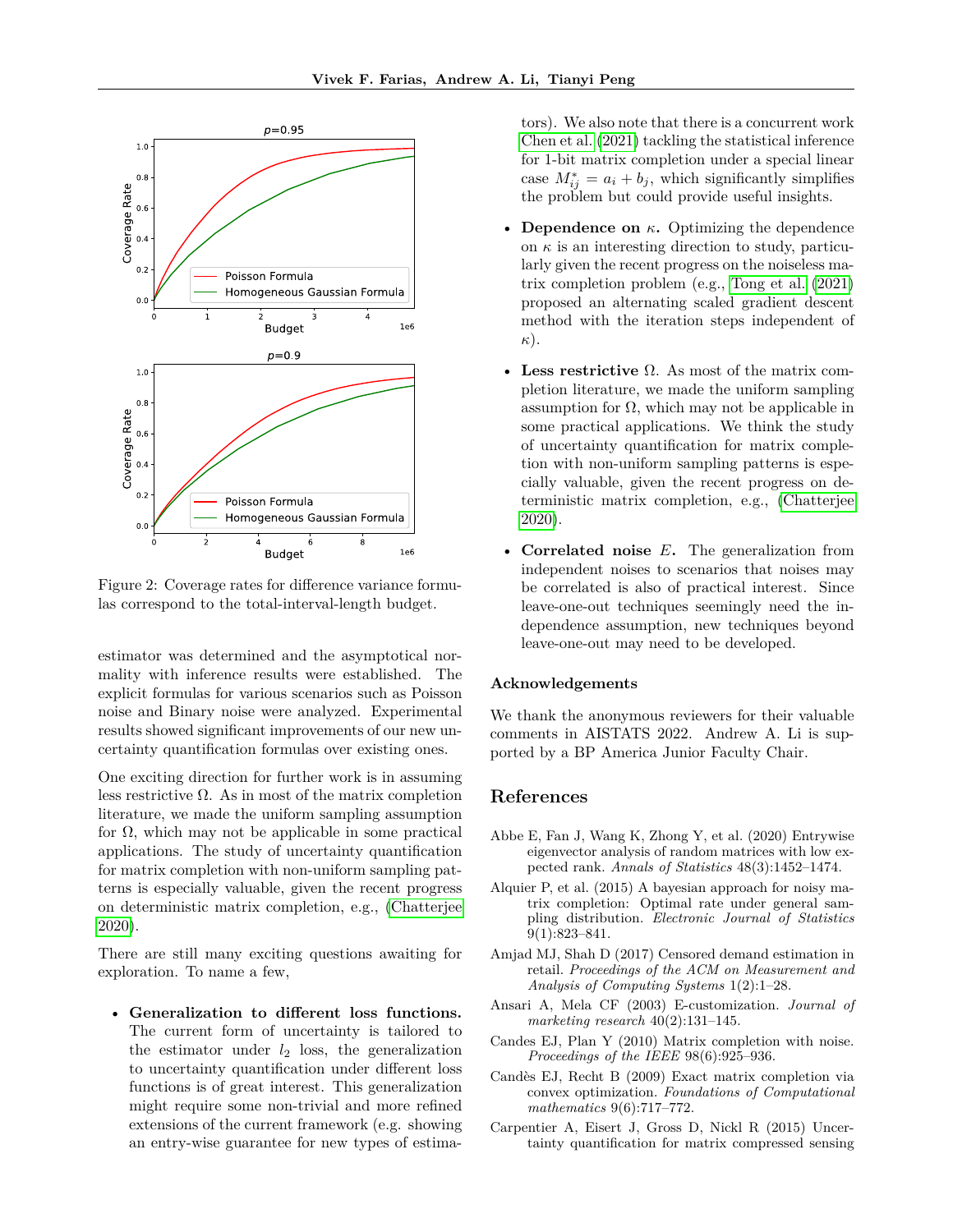Figure 2: Coverage rates for difference variance formulas correspond to the total-interval-length budget.

estimator was determined and the asymptotical normality with inference results were established. The explicit formulas for various scenarios such as Poisson noise and Binary noise were analyzed. Experimental results showed significant improvements of our new uncertainty quantification formulas over existing ones.

One exciting direction for further work is in assuming less restrictive $\Omega$. As in most of the matrix completion literature, we made the uniform sampling assumption for $\Omega$, which may not be applicable in some practical applications. The study of uncertainty quantification for matrix completion with non-uniform sampling patterns is especially valuable, given the recent progress on deterministic matrix completion, e.g., (Chatterjee 2020).

There are still many exciting questions awaiting for exploration. To name a few,

- **Generalization to different loss functions.** The current form of uncertainty is tailored to the estimator under $l_2$ loss, the generalization to uncertainty quantification under different loss functions is of great interest. This generalization might require some non-trivial and more refined extensions of the current framework (e.g. showing an entry-wise guarantee for new types of estimators). We also note that there is a concurrent work Chen et al. (2021) tackling the statistical inference for 1-bit matrix completion under a special linear case $M^*_{ij} = a_i + b_j$, which significantly simplifies the problem but could provide useful insights.
- **Dependence on $\kappa$.** Optimizing the dependence on $\kappa$ is an interesting direction to study, particularly given the recent progress on the noiseless matrix completion problem (e.g., Tong et al. (2021) proposed an alternating scaled gradient descent method with the iteration steps independent of $\kappa$).
- **Less restrictive** $\Omega$. As most of the matrix completion literature, we made the uniform sampling assumption for $\Omega$, which may not be applicable in some practical applications. We think the study of uncertainty quantification for matrix completion with non-uniform sampling patterns is especially valuable, given the recent progress on deterministic matrix completion, e.g., (Chatterjee 2020).
- **Correlated noise** $E$. The generalization from independent noises to scenarios that noises may be correlated is also of practical interest. Since leave-one-out techniques seemingly need the independence assumption, new techniques beyond leave-one-out may need to be developed.

### Acknowledgements

We thank the anonymous reviewers for their valuable comments in AISTATS 2022. Andrew A. Li is supported by a BP America Junior Faculty Chair.

## References

Abbe E, Fan J, Wang K, Zhong Y, et al. (2020) Entrywise eigenvector analysis of random matrices with low expected rank. *Annals of Statistics* 48(3):1452–1474.

Alquier P, et al. (2015) A bayesian approach for noisy matrix completion: Optimal rate under general sampling distribution. *Electronic Journal of Statistics* 9(1):823–841.

Amjad MJ, Shah D (2017) Censored demand estimation in retail. *Proceedings of the ACM on Measurement and Analysis of Computing Systems* 1(2):1–28.

Ansari A, Mela CF (2003) E-customization. *Journal of marketing research* 40(2):131–145.

Candes EJ, Plan Y (2010) Matrix completion with noise. *Proceedings of the IEEE* 98(6):925–936.

Candès EJ, Recht B (2009) Exact matrix completion via convex optimization. *Foundations of Computational mathematics* 9(6):717–772.

Carpentier A, Eisert J, Gross D, Nickl R (2015) Uncertainty quantification for matrix compressed sensing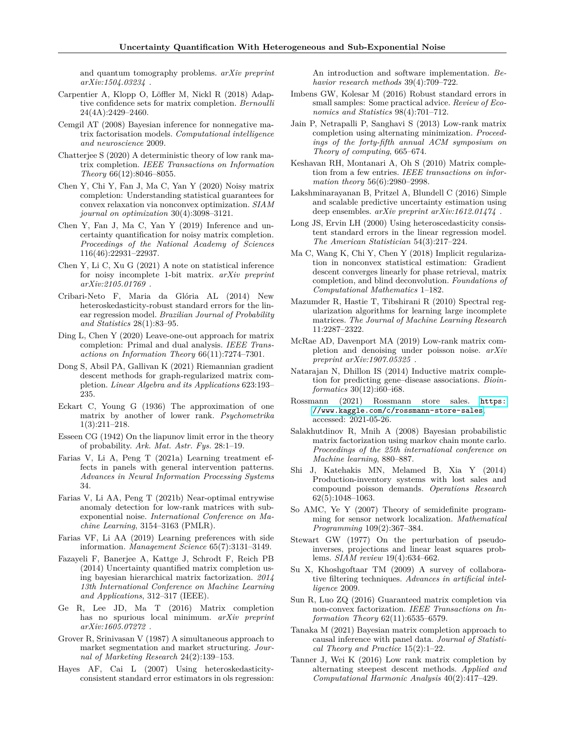and quantum tomography problems. *arXiv preprint arXiv:1504.03234* .

Carpentier A, Klopp O, Löffler M, Nickl R (2018) Adaptive confidence sets for matrix completion. *Bernoulli* 24(4A):2429–2460.

Cemgil AT (2008) Bayesian inference for nonnegative matrix factorisation models. *Computational intelligence and neuroscience* 2009.

Chatterjee S (2020) A deterministic theory of low rank matrix completion. *IEEE Transactions on Information Theory* 66(12):8046–8055.

Chen Y, Chi Y, Fan J, Ma C, Yan Y (2020) Noisy matrix completion: Understanding statistical guarantees for convex relaxation via nonconvex optimization. *SIAM journal on optimization* 30(4):3098–3121.

Chen Y, Fan J, Ma C, Yan Y (2019) Inference and uncertainty quantification for noisy matrix completion. *Proceedings of the National Academy of Sciences* 116(46):22931–22937.

Chen Y, Li C, Xu G (2021) A note on statistical inference for noisy incomplete 1-bit matrix. *arXiv preprint arXiv:2105.01769* .

Cribari-Neto F, Maria da Glória AL (2014) New heteroskedasticity-robust standard errors for the linear regression model. *Brazilian Journal of Probability and Statistics* 28(1):83–95.

Ding L, Chen Y (2020) Leave-one-out approach for matrix completion: Primal and dual analysis. *IEEE Transactions on Information Theory* 66(11):7274–7301.

Dong S, Absil PA, Gallivan K (2021) Riemannian gradient descent methods for graph-regularized matrix completion. *Linear Algebra and its Applications* 623:193–235.

Eckart C, Young G (1936) The approximation of one matrix by another of lower rank. *Psychometrika* 1(3):211–218.

Esseen CG (1942) On the liapunov limit error in the theory of probability. *Ark. Mat. Astr. Fys.* 28:1–19.

Farias V, Li A, Peng T (2021a) Learning treatment effects in panels with general intervention patterns. *Advances in Neural Information Processing Systems* 34.

Farias V, Li AA, Peng T (2021b) Near-optimal entrywise anomaly detection for low-rank matrices with sub-exponential noise. *International Conference on Machine Learning*, 3154–3163 (PMLR).

Farias VF, Li AA (2019) Learning preferences with side information. *Management Science* 65(7):3131–3149.

Fazayeli F, Banerjee A, Kattge J, Schrodt F, Reich PB (2014) Uncertainty quantified matrix completion using bayesian hierarchical matrix factorization. *2014 13th International Conference on Machine Learning and Applications*, 312–317 (IEEE).

Ge R, Lee JD, Ma T (2016) Matrix completion has no spurious local minimum. *arXiv preprint arXiv:1605.07272* .

Grover R, Srinivasan V (1987) A simultaneous approach to market segmentation and market structuring. *Journal of Marketing Research* 24(2):139–153.

Hayes AF, Cai L (2007) Using heteroskedasticity-consistent standard error estimators in ols regression: An introduction and software implementation. *Behavior research methods* 39(4):709–722.

Imbens GW, Kolesar M (2016) Robust standard errors in small samples: Some practical advice. *Review of Economics and Statistics* 98(4):701–712.

Jain P, Netrapalli P, Sanghavi S (2013) Low-rank matrix completion using alternating minimization. *Proceedings of the forty-fifth annual ACM symposium on Theory of computing*, 665–674.

Keshavan RH, Montanari A, Oh S (2010) Matrix completion from a few entries. *IEEE transactions on information theory* 56(6):2980–2998.

Lakshminarayanan B, Pritzel A, Blundell C (2016) Simple and scalable predictive uncertainty estimation using deep ensembles. *arXiv preprint arXiv:1612.01474* .

Long JS, Ervin LH (2000) Using heteroscedasticity consistent standard errors in the linear regression model. *The American Statistician* 54(3):217–224.

Ma C, Wang K, Chi Y, Chen Y (2018) Implicit regularization in nonconvex statistical estimation: Gradient descent converges linearly for phase retrieval, matrix completion, and blind deconvolution. *Foundations of Computational Mathematics* 1–182.

Mazumder R, Hastie T, Tibshirani R (2010) Spectral regularization algorithms for learning large incomplete matrices. *The Journal of Machine Learning Research* 11:2287–2322.

McRae AD, Davenport MA (2019) Low-rank matrix completion and denoising under poisson noise. *arXiv preprint arXiv:1907.05325* .

Natarajan N, Dhillon IS (2014) Inductive matrix completion for predicting gene–disease associations. *Bioinformatics* 30(12):i60–i68.

Rossmann (2021) Rossmann store sales. https://www.kaggle.com/c/rossmann-store-sales, accessed: 2021-05-26.

Salakhutdinov R, Mnih A (2008) Bayesian probabilistic matrix factorization using markov chain monte carlo. *Proceedings of the 25th international conference on Machine learning*, 880–887.

Shi J, Katehakis MN, Melamed B, Xia Y (2014) Production-inventory systems with lost sales and compound poisson demands. *Operations Research* 62(5):1048–1063.

So AMC, Ye Y (2007) Theory of semidefinite programming for sensor network localization. *Mathematical Programming* 109(2):367–384.

Stewart GW (1977) On the perturbation of pseudo-inverses, projections and linear least squares problems. *SIAM review* 19(4):634–662.

Su X, Khoshgoftaar TM (2009) A survey of collaborative filtering techniques. *Advances in artificial intelligence* 2009.

Sun R, Luo ZQ (2016) Guaranteed matrix completion via non-convex factorization. *IEEE Transactions on Information Theory* 62(11):6535–6579.

Tanaka M (2021) Bayesian matrix completion approach to causal inference with panel data. *Journal of Statistical Theory and Practice* 15(2):1–22.

Tanner J, Wei K (2016) Low rank matrix completion by alternating steepest descent methods. *Applied and Computational Harmonic Analysis* 40(2):417–429.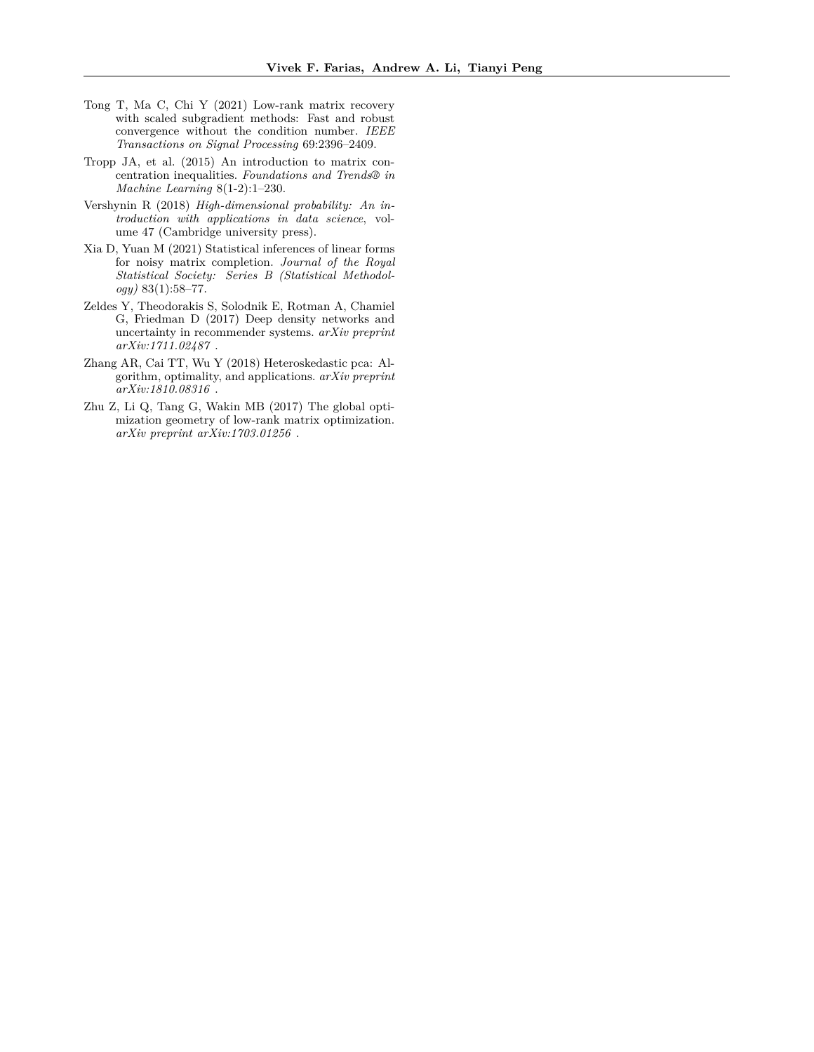Tong T, Ma C, Chi Y (2021) Low-rank matrix recovery with scaled subgradient methods: Fast and robust convergence without the condition number. *IEEE Transactions on Signal Processing* 69:2396–2409.

Tropp JA, et al. (2015) An introduction to matrix concentration inequalities. *Foundations and Trends® in Machine Learning* 8(1-2):1–230.

Vershynin R (2018) *High-dimensional probability: An introduction with applications in data science*, volume 47 (Cambridge university press).

Xia D, Yuan M (2021) Statistical inferences of linear forms for noisy matrix completion. *Journal of the Royal Statistical Society: Series B (Statistical Methodology)* 83(1):58–77.

Zeldes Y, Theodorakis S, Solodnik E, Rotman A, Chamiel G, Friedman D (2017) Deep density networks and uncertainty in recommender systems. *arXiv preprint arXiv:1711.02487* .

Zhang AR, Cai TT, Wu Y (2018) Heteroskedastic pca: Algorithm, optimality, and applications. *arXiv preprint arXiv:1810.08316* .

Zhu Z, Li Q, Tang G, Wakin MB (2017) The global optimization geometry of low-rank matrix optimization. *arXiv preprint arXiv:1703.01256* .